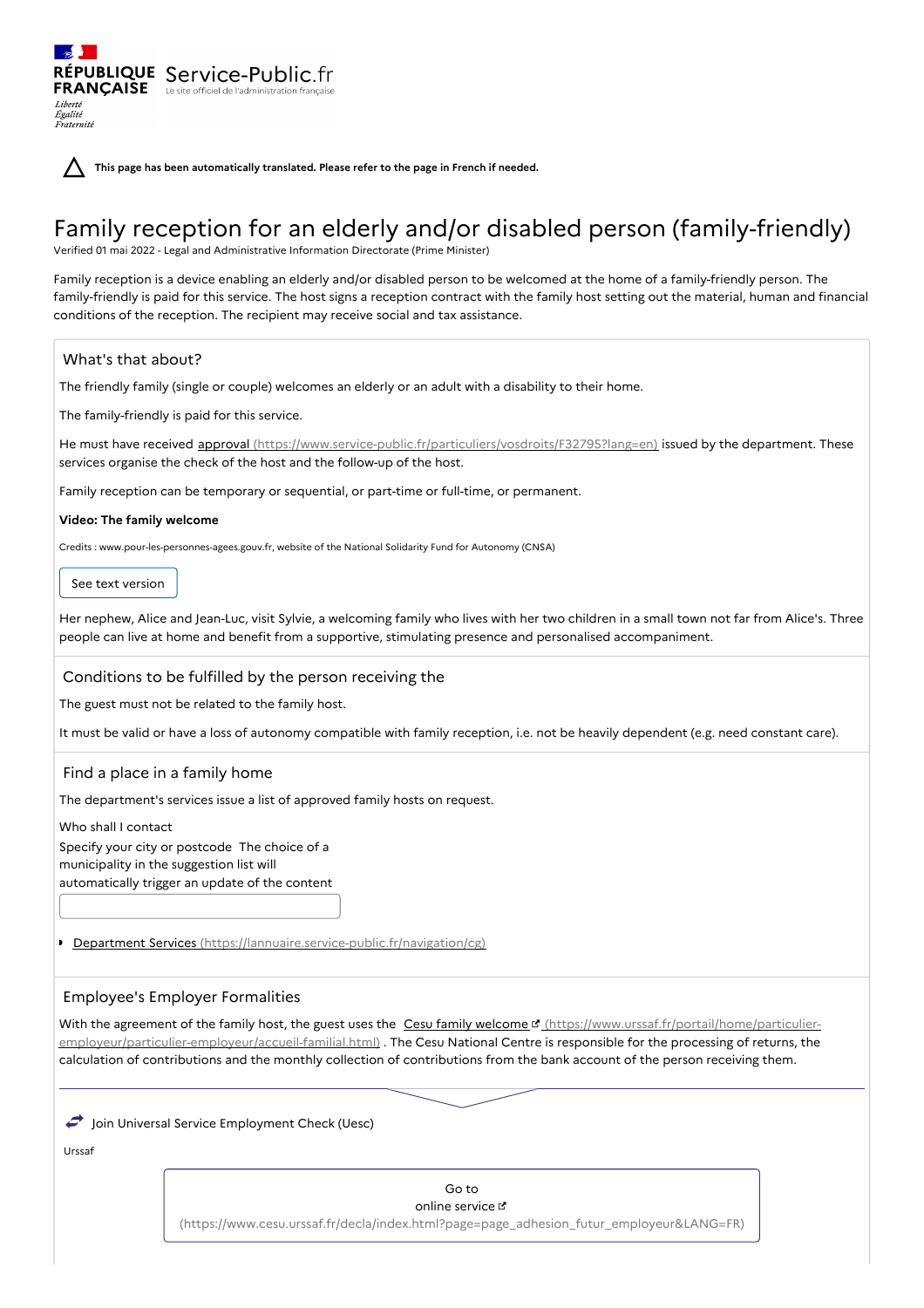RÉPUBLIQUE FRANÇAISE Service-Public.fr
Le site officiel de l'administration française

*Liberté Égalité Fraternité*

**This page has been automatically translated. Please refer to the page in French if needed.**

# Family reception for an elderly and/or disabled person (family-friendly)

Verified 01 mai 2022 - Legal and Administrative Information Directorate (Prime Minister)

Family reception is a device enabling an elderly and/or disabled person to be welcomed at the home of a family-friendly person. The family-friendly is paid for this service. The host signs a reception contract with the family host setting out the material, human and financial conditions of the reception. The recipient may receive social and tax assistance.

## What's that about?

The friendly family (single or couple) welcomes an elderly or an adult with a disability to their home.

The family-friendly is paid for this service.

He must have received approval (https://www.service-public.fr/particuliers/vosdroits/F32795?lang=en) issued by the department. These services organise the check of the host and the follow-up of the host.

Family reception can be temporary or sequential, or part-time or full-time, or permanent.

**Video: The family welcome**

Credits : www.pour-les-personnes-agees.gouv.fr, website of the National Solidarity Fund for Autonomy (CNSA)

See text version

Her nephew, Alice and Jean-Luc, visit Sylvie, a welcoming family who lives with her two children in a small town not far from Alice's. Three people can live at home and benefit from a supportive, stimulating presence and personalised accompaniment.

## Conditions to be fulfilled by the person receiving the

The guest must not be related to the family host.

It must be valid or have a loss of autonomy compatible with family reception, i.e. not be heavily dependent (e.g. need constant care).

## Find a place in a family home

The department's services issue a list of approved family hosts on request.

Who shall I contact

Specify your city or postcode The choice of a municipality in the suggestion list will automatically trigger an update of the content

- Department Services (https://lannuaire.service-public.fr/navigation/cg)

## Employee's Employer Formalities

With the agreement of the family host, the guest uses the Cesu family welcome (https://www.urssaf.fr/portail/home/particulier-employeur/particulier-employeur/accueil-familial.html) . The Cesu National Centre is responsible for the processing of returns, the calculation of contributions and the monthly collection of contributions from the bank account of the person receiving them.

Join Universal Service Employment Check (Uesc)

Urssaf

Go to online service (https://www.cesu.urssaf.fr/decla/index.html?page=page_adhesion_futur_employeur&LANG=FR)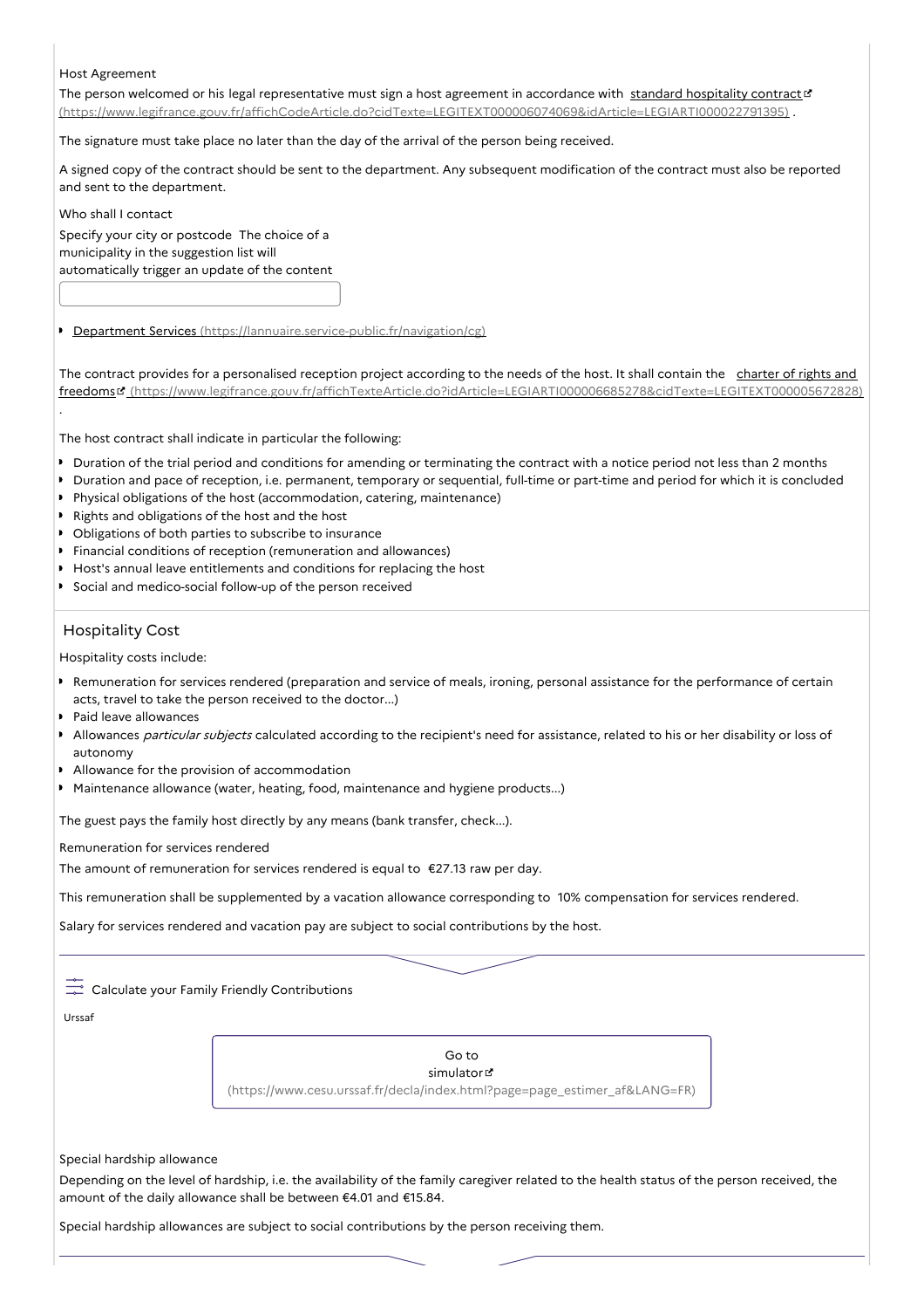Host Agreement

The person welcomed or his legal representative must sign a host agreement in accordance with standard hospitality contract (https://www.legifrance.gouv.fr/affichCodeArticle.do?cidTexte=LEGITEXT000006074069&idArticle=LEGIARTI000022791395) .

The signature must take place no later than the day of the arrival of the person being received.

A signed copy of the contract should be sent to the department. Any subsequent modification of the contract must also be reported and sent to the department.

Who shall I contact

Specify your city or postcode The choice of a municipality in the suggestion list will automatically trigger an update of the content

- Department Services (https://lannuaire.service-public.fr/navigation/cg)

The contract provides for a personalised reception project according to the needs of the host. It shall contain the charter of rights and freedoms (https://www.legifrance.gouv.fr/affichTexteArticle.do?idArticle=LEGIARTI000006685278&cidTexte=LEGITEXT000005672828) .

The host contract shall indicate in particular the following:

- Duration of the trial period and conditions for amending or terminating the contract with a notice period not less than 2 months
- Duration and pace of reception, i.e. permanent, temporary or sequential, full-time or part-time and period for which it is concluded
- Physical obligations of the host (accommodation, catering, maintenance)
- Rights and obligations of the host and the host
- Obligations of both parties to subscribe to insurance
- Financial conditions of reception (remuneration and allowances)
- Host's annual leave entitlements and conditions for replacing the host
- Social and medico-social follow-up of the person received

## Hospitality Cost

Hospitality costs include:

- Remuneration for services rendered (preparation and service of meals, ironing, personal assistance for the performance of certain acts, travel to take the person received to the doctor...)
- Paid leave allowances
- Allowances *particular subjects* calculated according to the recipient's need for assistance, related to his or her disability or loss of autonomy
- Allowance for the provision of accommodation
- Maintenance allowance (water, heating, food, maintenance and hygiene products...)

The guest pays the family host directly by any means (bank transfer, check...).

Remuneration for services rendered

The amount of remuneration for services rendered is equal to €27.13 raw per day.

This remuneration shall be supplemented by a vacation allowance corresponding to 10% compensation for services rendered.

Salary for services rendered and vacation pay are subject to social contributions by the host.

Calculate your Family Friendly Contributions

Urssaf

Go to simulator (https://www.cesu.urssaf.fr/decla/index.html?page=page_estimer_af&LANG=FR)

Special hardship allowance

Depending on the level of hardship, i.e. the availability of the family caregiver related to the health status of the person received, the amount of the daily allowance shall be between €4.01 and €15.84.

Special hardship allowances are subject to social contributions by the person receiving them.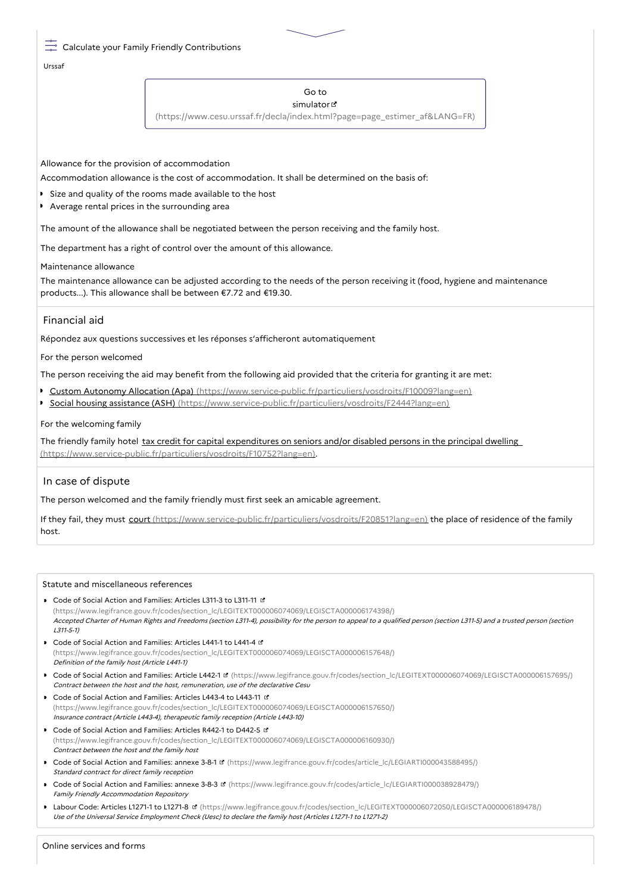Calculate your Family Friendly Contributions

Urssaf

Go to simulator (https://www.cesu.urssaf.fr/decla/index.html?page=page_estimer_af&LANG=FR)

Allowance for the provision of accommodation

Accommodation allowance is the cost of accommodation. It shall be determined on the basis of:

- Size and quality of the rooms made available to the host
- Average rental prices in the surrounding area

The amount of the allowance shall be negotiated between the person receiving and the family host.

The department has a right of control over the amount of this allowance.

Maintenance allowance

The maintenance allowance can be adjusted according to the needs of the person receiving it (food, hygiene and maintenance products...). This allowance shall be between €7.72 and €19.30.

## Financial aid

Répondez aux questions successives et les réponses s'afficheront automatiquement

For the person welcomed

The person receiving the aid may benefit from the following aid provided that the criteria for granting it are met:

- Custom Autonomy Allocation (Apa) (https://www.service-public.fr/particuliers/vosdroits/F10009?lang=en)
- Social housing assistance (ASH) (https://www.service-public.fr/particuliers/vosdroits/F2444?lang=en)

For the welcoming family

The friendly family hotel tax credit for capital expenditures on seniors and/or disabled persons in the principal dwelling (https://www.service-public.fr/particuliers/vosdroits/F10752?lang=en).

## In case of dispute

The person welcomed and the family friendly must first seek an amicable agreement.

If they fail, they must court (https://www.service-public.fr/particuliers/vosdroits/F20851?lang=en) the place of residence of the family host.

### Statute and miscellaneous references

- Code of Social Action and Families: Articles L311-3 to L311-11 (https://www.legifrance.gouv.fr/codes/section_lc/LEGITEXT000006074069/LEGISCTA000006174398/)
  *Accepted Charter of Human Rights and Freedoms (section L311-4), possibility for the person to appeal to a qualified person (section L311-5) and a trusted person (section L311-5-1)*
- Code of Social Action and Families: Articles L441-1 to L441-4 (https://www.legifrance.gouv.fr/codes/section_lc/LEGITEXT000006074069/LEGISCTA000006157648/)
  *Definition of the family host (Article L441-1)*
- Code of Social Action and Families: Article L442-1 (https://www.legifrance.gouv.fr/codes/section_lc/LEGITEXT000006074069/LEGISCTA000006157695/)
  *Contract between the host and the host, remuneration, use of the declarative Cesu*
- Code of Social Action and Families: Articles L443-4 to L443-11 (https://www.legifrance.gouv.fr/codes/section_lc/LEGITEXT000006074069/LEGISCTA000006157650/)
  *Insurance contract (Article L443-4), therapeutic family reception (Article L443-10)*
- Code of Social Action and Families: Articles R442-1 to D442-5 (https://www.legifrance.gouv.fr/codes/section_lc/LEGITEXT000006074069/LEGISCTA000006160930/)
  *Contract between the host and the family host*
- Code of Social Action and Families: annexe 3-8-1 (https://www.legifrance.gouv.fr/codes/article_lc/LEGIARTI000043588495/)
  *Standard contract for direct family reception*
- Code of Social Action and Families: annexe 3-8-3 (https://www.legifrance.gouv.fr/codes/article_lc/LEGIARTI000038928479/)
  *Family Friendly Accommodation Repository*
- Labour Code: Articles L1271-1 to L1271-8 (https://www.legifrance.gouv.fr/codes/section_lc/LEGITEXT000006072050/LEGISCTA000006189478/)
  *Use of the Universal Service Employment Check (Uesc) to declare the family host (Articles L1271-1 to L1271-2)*

### Online services and forms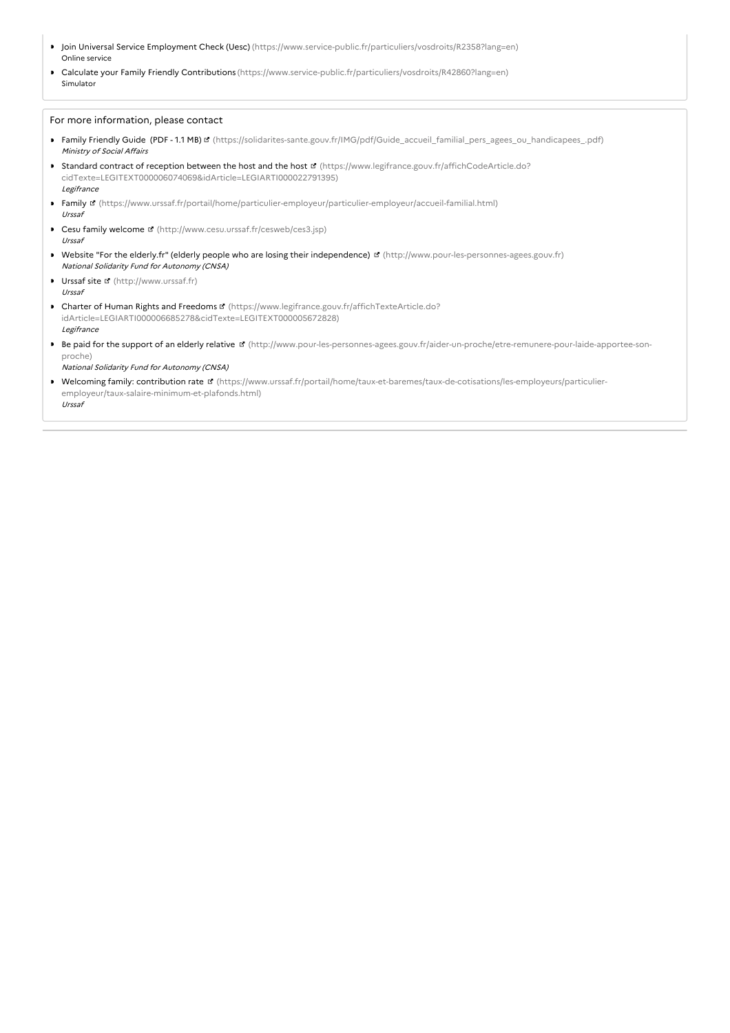- Join Universal Service Employment Check (Uesc) (https://www.service-public.fr/particuliers/vosdroits/R2358?lang=en)
  Online service
- Calculate your Family Friendly Contributions (https://www.service-public.fr/particuliers/vosdroits/R42860?lang=en)
  Simulator

## For more information, please contact

- Family Friendly Guide (PDF - 1.1 MB) (https://solidarites-sante.gouv.fr/IMG/pdf/Guide_accueil_familial_pers_agees_ou_handicapees_.pdf)
  *Ministry of Social Affairs*
- Standard contract of reception between the host and the host (https://www.legifrance.gouv.fr/affichCodeArticle.do?cidTexte=LEGITEXT000006074069&idArticle=LEGIARTI000022791395)
  *Legifrance*
- Family (https://www.urssaf.fr/portail/home/particulier-employeur/particulier-employeur/accueil-familial.html)
  *Urssaf*
- Cesu family welcome (http://www.cesu.urssaf.fr/cesweb/ces3.jsp)
  *Urssaf*
- Website "For the elderly.fr" (elderly people who are losing their independence) (http://www.pour-les-personnes-agees.gouv.fr)
  *National Solidarity Fund for Autonomy (CNSA)*
- Urssaf site (http://www.urssaf.fr)
  *Urssaf*
- Charter of Human Rights and Freedoms (https://www.legifrance.gouv.fr/affichTexteArticle.do?idArticle=LEGIARTI000006685278&cidTexte=LEGITEXT000005672828)
  *Legifrance*
- Be paid for the support of an elderly relative (http://www.pour-les-personnes-agees.gouv.fr/aider-un-proche/etre-remunere-pour-laide-apportee-son-proche)
  *National Solidarity Fund for Autonomy (CNSA)*
- Welcoming family: contribution rate (https://www.urssaf.fr/portail/home/taux-et-baremes/taux-de-cotisations/les-employeurs/particulier-employeur/taux-salaire-minimum-et-plafonds.html)
  *Urssaf*